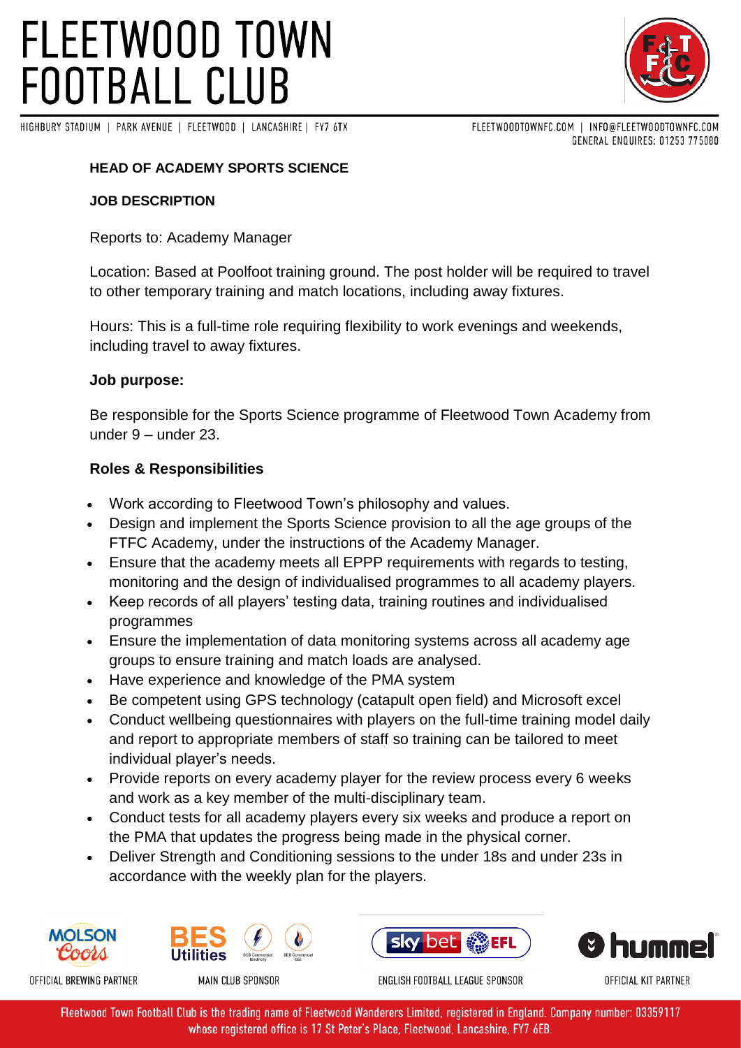# FLEETWOOD TOWN FOOTBALL CLUB

HIGHBURY STADIUM | PARK AVENUE | FLEETWOOD | LANCASHIRE | FY7 6TX

FLEETWOODTOWNFC.COM | INFO@FLEETWOODTOWNFC.COM
GENERAL ENQUIRES: 01253 775080

## HEAD OF ACADEMY SPORTS SCIENCE

### JOB DESCRIPTION

Reports to: Academy Manager

Location: Based at Poolfoot training ground. The post holder will be required to travel to other temporary training and match locations, including away fixtures.

Hours: This is a full-time role requiring flexibility to work evenings and weekends, including travel to away fixtures.

**Job purpose:**

Be responsible for the Sports Science programme of Fleetwood Town Academy from under 9 – under 23.

**Roles & Responsibilities**

- Work according to Fleetwood Town's philosophy and values.
- Design and implement the Sports Science provision to all the age groups of the FTFC Academy, under the instructions of the Academy Manager.
- Ensure that the academy meets all EPPP requirements with regards to testing, monitoring and the design of individualised programmes to all academy players.
- Keep records of all players' testing data, training routines and individualised programmes
- Ensure the implementation of data monitoring systems across all academy age groups to ensure training and match loads are analysed.
- Have experience and knowledge of the PMA system
- Be competent using GPS technology (catapult open field) and Microsoft excel
- Conduct wellbeing questionnaires with players on the full-time training model daily and report to appropriate members of staff so training can be tailored to meet individual player's needs.
- Provide reports on every academy player for the review process every 6 weeks and work as a key member of the multi-disciplinary team.
- Conduct tests for all academy players every six weeks and produce a report on the PMA that updates the progress being made in the physical corner.
- Deliver Strength and Conditioning sessions to the under 18s and under 23s in accordance with the weekly plan for the players.

OFFICIAL BREWING PARTNER | MAIN CLUB SPONSOR | ENGLISH FOOTBALL LEAGUE SPONSOR | OFFICIAL KIT PARTNER

Fleetwood Town Football Club is the trading name of Fleetwood Wanderers Limited, registered in England. Company number: 03359117 whose registered office is 17 St Peter's Place, Fleetwood, Lancashire, FY7 6EB.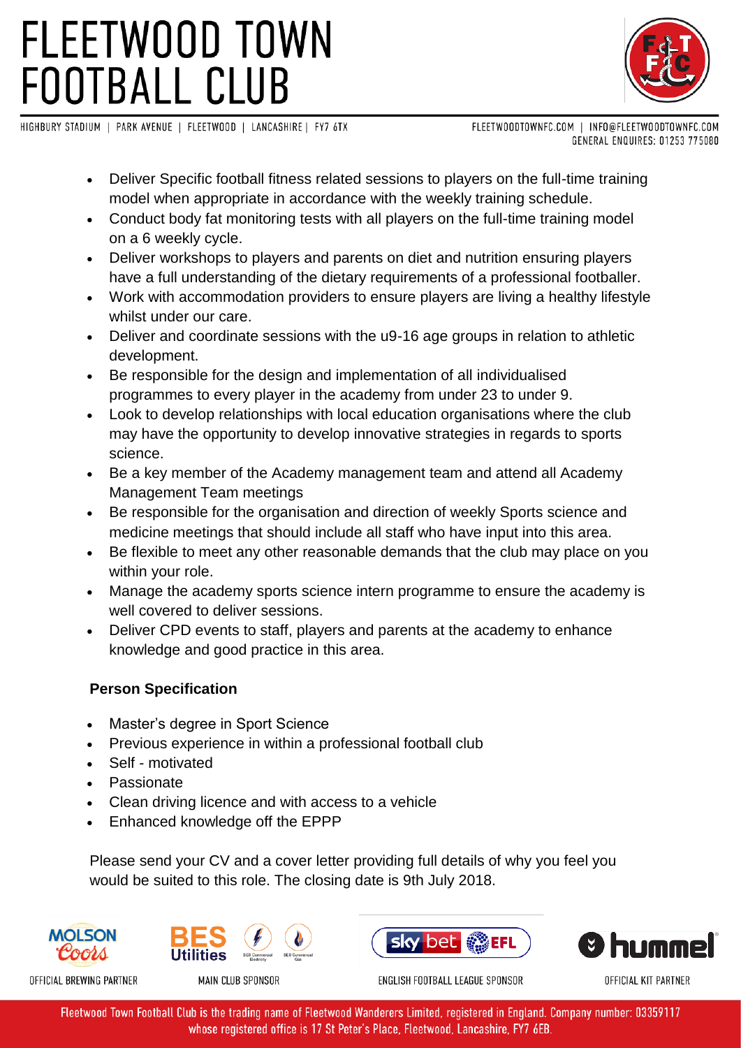- Deliver Specific football fitness related sessions to players on the full-time training model when appropriate in accordance with the weekly training schedule.
- Conduct body fat monitoring tests with all players on the full-time training model on a 6 weekly cycle.
- Deliver workshops to players and parents on diet and nutrition ensuring players have a full understanding of the dietary requirements of a professional footballer.
- Work with accommodation providers to ensure players are living a healthy lifestyle whilst under our care.
- Deliver and coordinate sessions with the u9-16 age groups in relation to athletic development.
- Be responsible for the design and implementation of all individualised programmes to every player in the academy from under 23 to under 9.
- Look to develop relationships with local education organisations where the club may have the opportunity to develop innovative strategies in regards to sports science.
- Be a key member of the Academy management team and attend all Academy Management Team meetings
- Be responsible for the organisation and direction of weekly Sports science and medicine meetings that should include all staff who have input into this area.
- Be flexible to meet any other reasonable demands that the club may place on you within your role.
- Manage the academy sports science intern programme to ensure the academy is well covered to deliver sessions.
- Deliver CPD events to staff, players and parents at the academy to enhance knowledge and good practice in this area.

**Person Specification**

- Master's degree in Sport Science
- Previous experience in within a professional football club
- Self - motivated
- Passionate
- Clean driving licence and with access to a vehicle
- Enhanced knowledge off the EPPP

Please send your CV and a cover letter providing full details of why you feel you would be suited to this role. The closing date is 9th July 2018.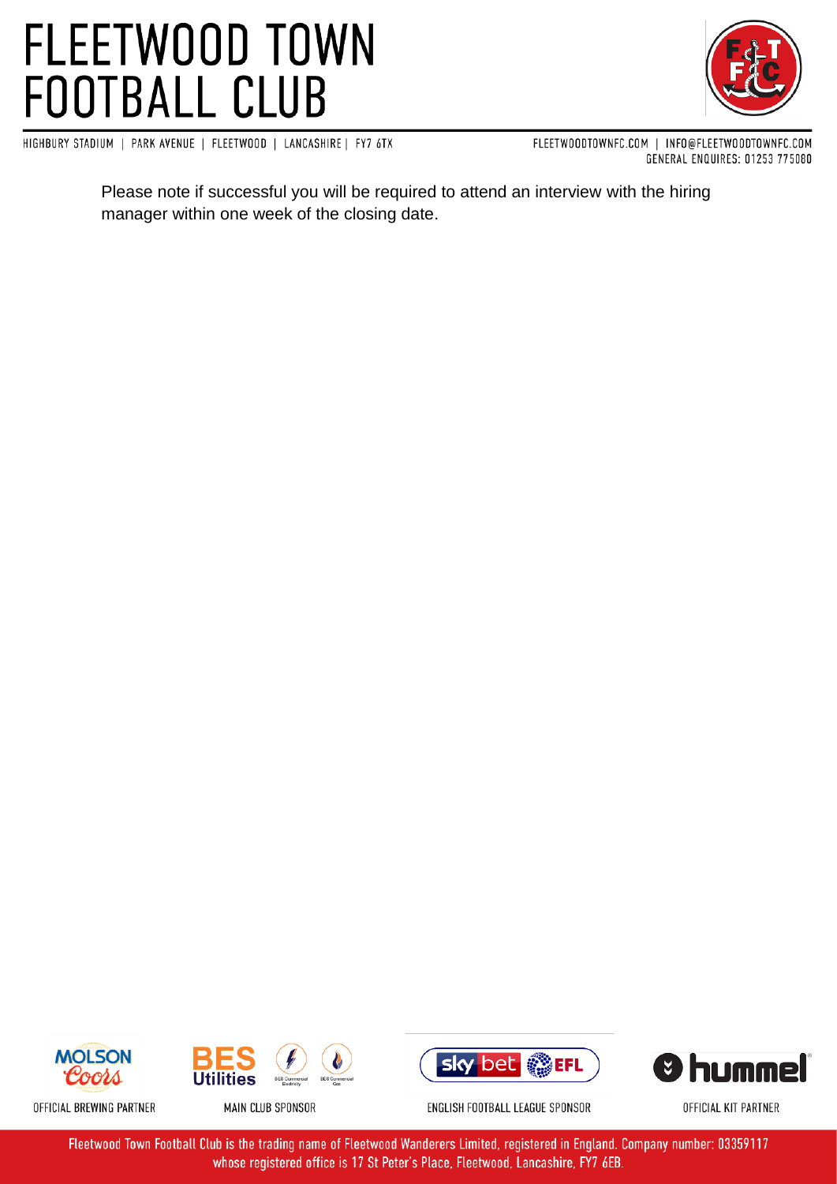Please note if successful you will be required to attend an interview with the hiring manager within one week of the closing date.